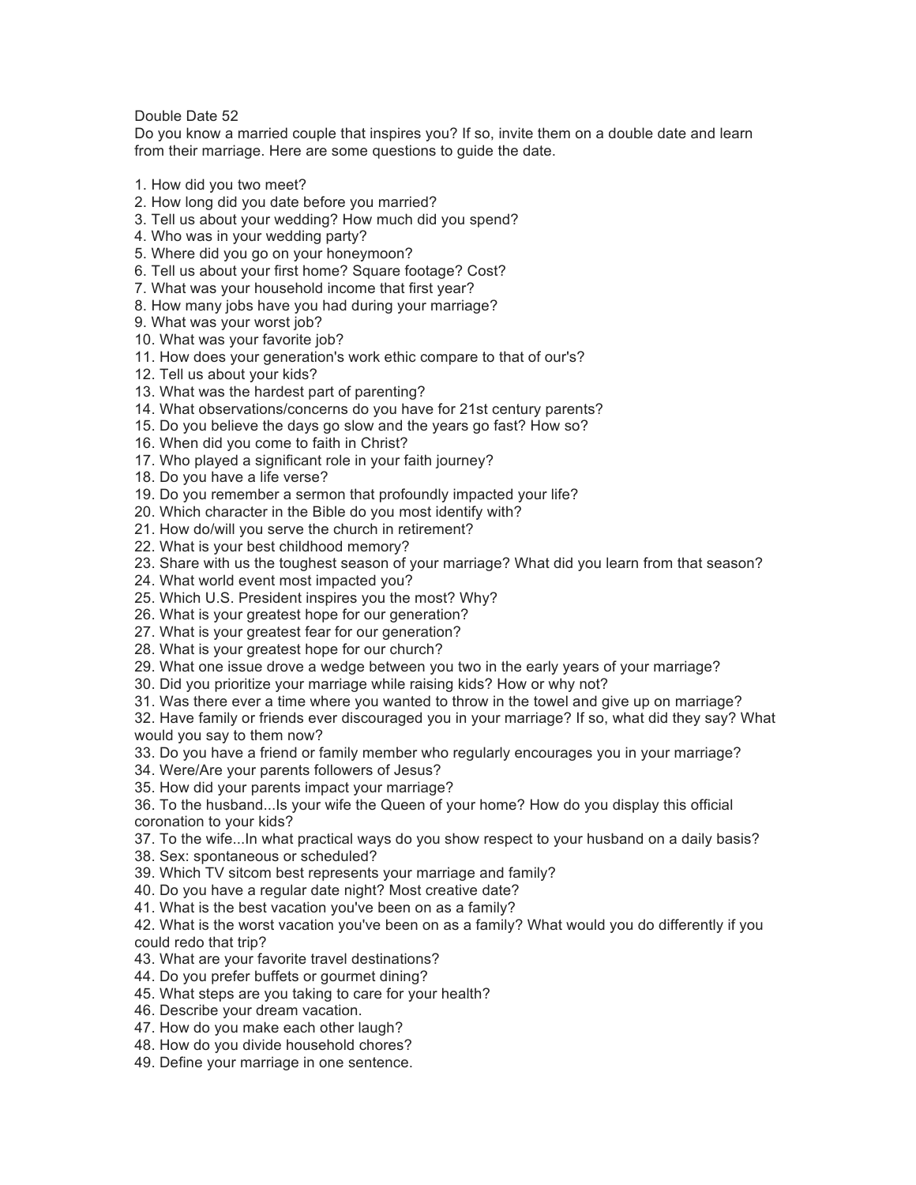Double Date 52

Do you know a married couple that inspires you? If so, invite them on a double date and learn from their marriage. Here are some questions to guide the date.

1. How did you two meet?
2. How long did you date before you married?
3. Tell us about your wedding? How much did you spend?
4. Who was in your wedding party?
5. Where did you go on your honeymoon?
6. Tell us about your first home? Square footage? Cost?
7. What was your household income that first year?
8. How many jobs have you had during your marriage?
9. What was your worst job?
10. What was your favorite job?
11. How does your generation's work ethic compare to that of our's?
12. Tell us about your kids?
13. What was the hardest part of parenting?
14. What observations/concerns do you have for 21st century parents?
15. Do you believe the days go slow and the years go fast? How so?
16. When did you come to faith in Christ?
17. Who played a significant role in your faith journey?
18. Do you have a life verse?
19. Do you remember a sermon that profoundly impacted your life?
20. Which character in the Bible do you most identify with?
21. How do/will you serve the church in retirement?
22. What is your best childhood memory?
23. Share with us the toughest season of your marriage? What did you learn from that season?
24. What world event most impacted you?
25. Which U.S. President inspires you the most? Why?
26. What is your greatest hope for our generation?
27. What is your greatest fear for our generation?
28. What is your greatest hope for our church?
29. What one issue drove a wedge between you two in the early years of your marriage?
30. Did you prioritize your marriage while raising kids? How or why not?
31. Was there ever a time where you wanted to throw in the towel and give up on marriage?
32. Have family or friends ever discouraged you in your marriage? If so, what did they say? What would you say to them now?
33. Do you have a friend or family member who regularly encourages you in your marriage?
34. Were/Are your parents followers of Jesus?
35. How did your parents impact your marriage?
36. To the husband...Is your wife the Queen of your home? How do you display this official coronation to your kids?
37. To the wife...In what practical ways do you show respect to your husband on a daily basis?
38. Sex: spontaneous or scheduled?
39. Which TV sitcom best represents your marriage and family?
40. Do you have a regular date night? Most creative date?
41. What is the best vacation you've been on as a family?
42. What is the worst vacation you've been on as a family? What would you do differently if you could redo that trip?
43. What are your favorite travel destinations?
44. Do you prefer buffets or gourmet dining?
45. What steps are you taking to care for your health?
46. Describe your dream vacation.
47. How do you make each other laugh?
48. How do you divide household chores?
49. Define your marriage in one sentence.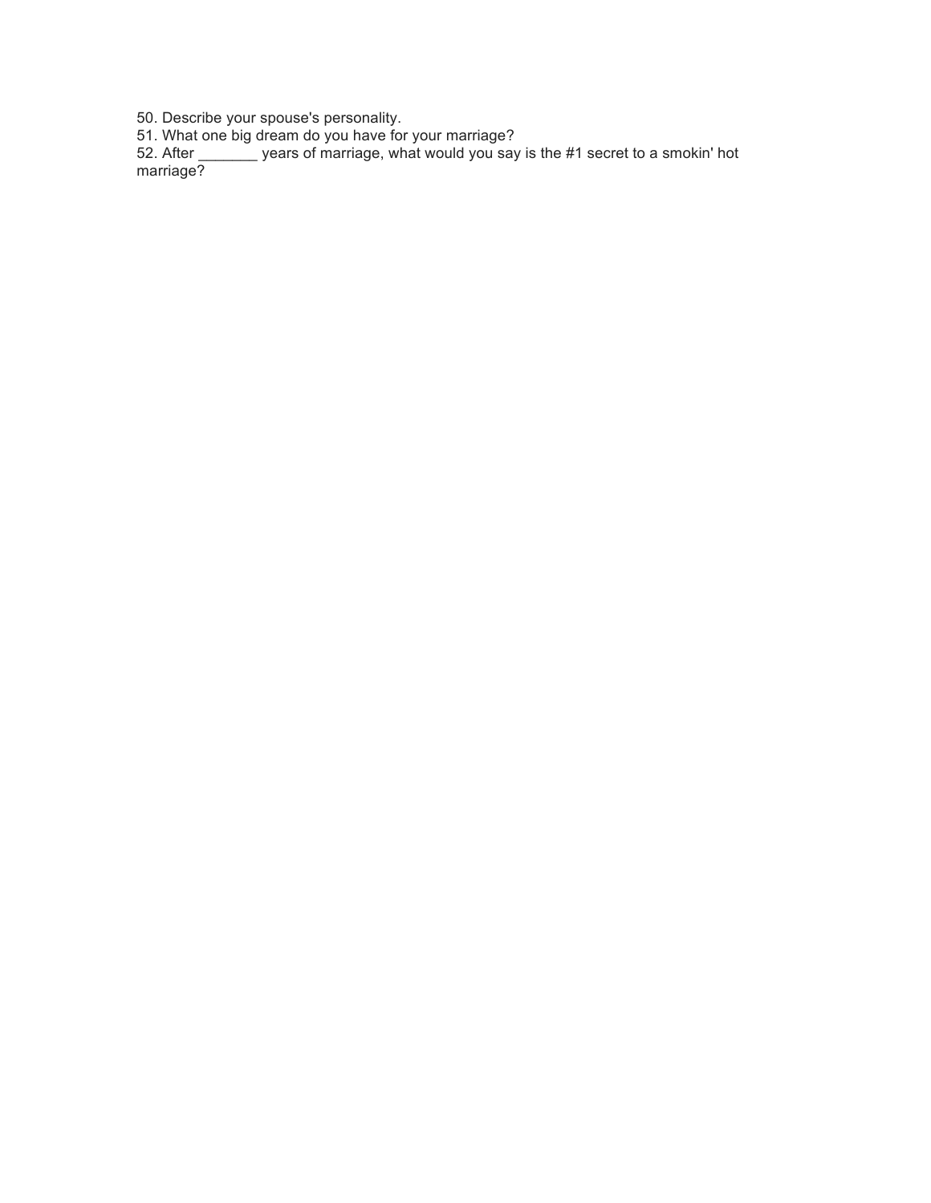50. Describe your spouse's personality.
51. What one big dream do you have for your marriage?
52. After _______ years of marriage, what would you say is the #1 secret to a smokin' hot marriage?